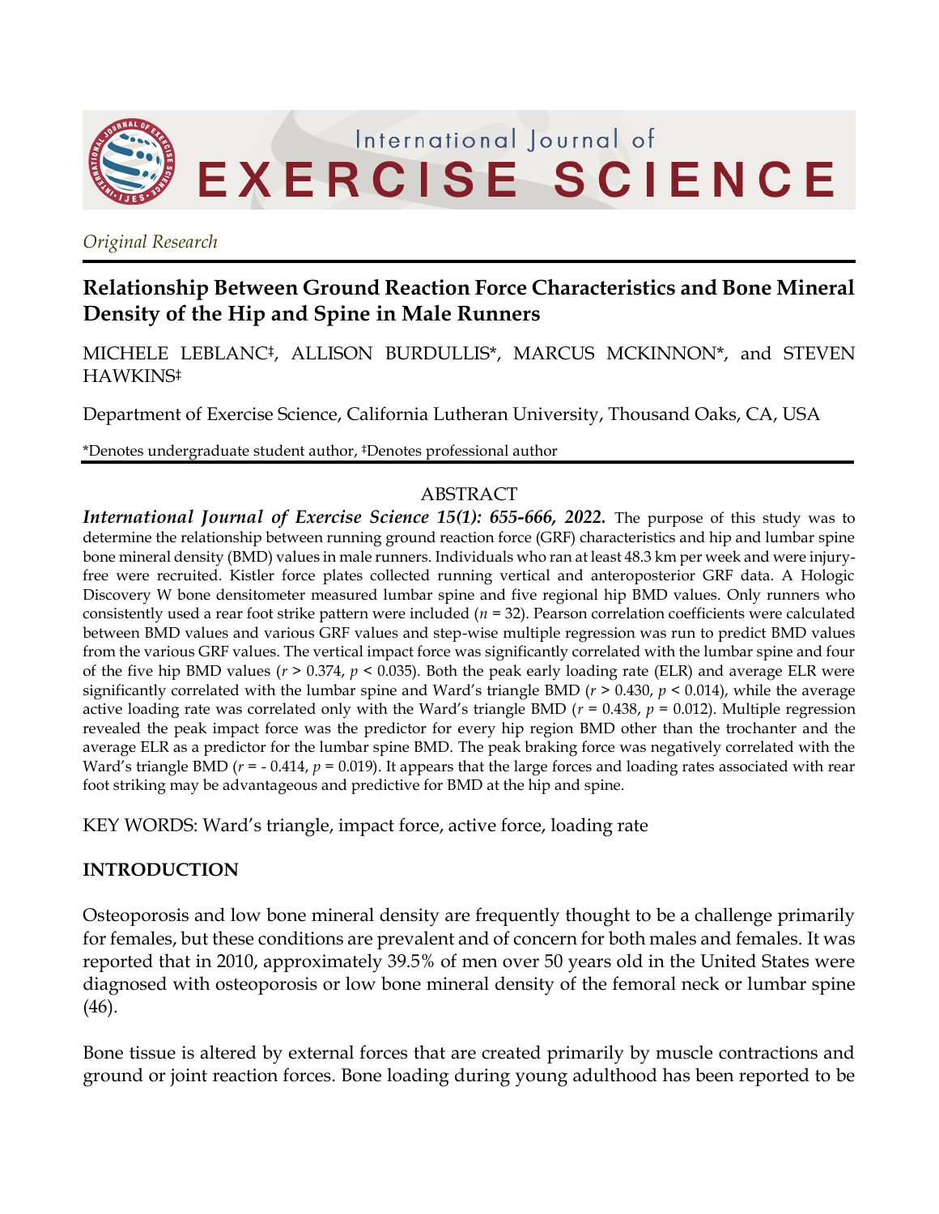*Original Research*

# Relationship Between Ground Reaction Force Characteristics and Bone Mineral Density of the Hip and Spine in Male Runners

MICHELE LEBLANC‡, ALLISON BURDULLIS\*, MARCUS MCKINNON\*, and STEVEN HAWKINS‡

Department of Exercise Science, California Lutheran University, Thousand Oaks, CA, USA

\*Denotes undergraduate student author, ‡Denotes professional author

## ABSTRACT

***International Journal of Exercise Science 15(1): 655-666, 2022.*** The purpose of this study was to determine the relationship between running ground reaction force (GRF) characteristics and hip and lumbar spine bone mineral density (BMD) values in male runners. Individuals who ran at least 48.3 km per week and were injury-free were recruited. Kistler force plates collected running vertical and anteroposterior GRF data. A Hologic Discovery W bone densitometer measured lumbar spine and five regional hip BMD values. Only runners who consistently used a rear foot strike pattern were included ($n$ = 32). Pearson correlation coefficients were calculated between BMD values and various GRF values and step-wise multiple regression was run to predict BMD values from the various GRF values. The vertical impact force was significantly correlated with the lumbar spine and four of the five hip BMD values ($r > 0.374$, $p < 0.035$). Both the peak early loading rate (ELR) and average ELR were significantly correlated with the lumbar spine and Ward's triangle BMD ($r > 0.430$, $p < 0.014$), while the average active loading rate was correlated only with the Ward's triangle BMD ($r = 0.438$, $p = 0.012$). Multiple regression revealed the peak impact force was the predictor for every hip region BMD other than the trochanter and the average ELR as a predictor for the lumbar spine BMD. The peak braking force was negatively correlated with the Ward's triangle BMD ($r = -0.414$, $p = 0.019$). It appears that the large forces and loading rates associated with rear foot striking may be advantageous and predictive for BMD at the hip and spine.

KEY WORDS: Ward's triangle, impact force, active force, loading rate

## INTRODUCTION

Osteoporosis and low bone mineral density are frequently thought to be a challenge primarily for females, but these conditions are prevalent and of concern for both males and females. It was reported that in 2010, approximately 39.5% of men over 50 years old in the United States were diagnosed with osteoporosis or low bone mineral density of the femoral neck or lumbar spine (46).

Bone tissue is altered by external forces that are created primarily by muscle contractions and ground or joint reaction forces. Bone loading during young adulthood has been reported to be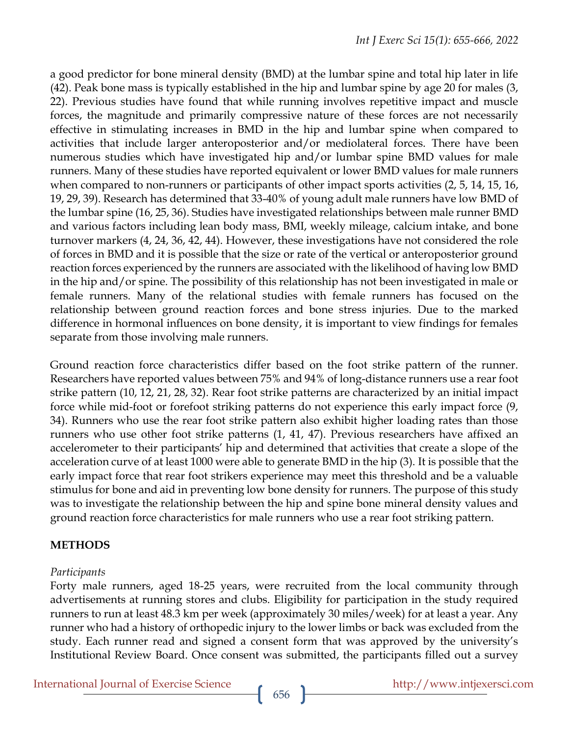a good predictor for bone mineral density (BMD) at the lumbar spine and total hip later in life (42). Peak bone mass is typically established in the hip and lumbar spine by age 20 for males (3, 22). Previous studies have found that while running involves repetitive impact and muscle forces, the magnitude and primarily compressive nature of these forces are not necessarily effective in stimulating increases in BMD in the hip and lumbar spine when compared to activities that include larger anteroposterior and/or mediolateral forces. There have been numerous studies which have investigated hip and/or lumbar spine BMD values for male runners. Many of these studies have reported equivalent or lower BMD values for male runners when compared to non-runners or participants of other impact sports activities (2, 5, 14, 15, 16, 19, 29, 39). Research has determined that 33-40% of young adult male runners have low BMD of the lumbar spine (16, 25, 36). Studies have investigated relationships between male runner BMD and various factors including lean body mass, BMI, weekly mileage, calcium intake, and bone turnover markers (4, 24, 36, 42, 44). However, these investigations have not considered the role of forces in BMD and it is possible that the size or rate of the vertical or anteroposterior ground reaction forces experienced by the runners are associated with the likelihood of having low BMD in the hip and/or spine. The possibility of this relationship has not been investigated in male or female runners. Many of the relational studies with female runners has focused on the relationship between ground reaction forces and bone stress injuries. Due to the marked difference in hormonal influences on bone density, it is important to view findings for females separate from those involving male runners.

Ground reaction force characteristics differ based on the foot strike pattern of the runner. Researchers have reported values between 75% and 94% of long-distance runners use a rear foot strike pattern (10, 12, 21, 28, 32). Rear foot strike patterns are characterized by an initial impact force while mid-foot or forefoot striking patterns do not experience this early impact force (9, 34). Runners who use the rear foot strike pattern also exhibit higher loading rates than those runners who use other foot strike patterns (1, 41, 47). Previous researchers have affixed an accelerometer to their participants' hip and determined that activities that create a slope of the acceleration curve of at least 1000 were able to generate BMD in the hip (3). It is possible that the early impact force that rear foot strikers experience may meet this threshold and be a valuable stimulus for bone and aid in preventing low bone density for runners. The purpose of this study was to investigate the relationship between the hip and spine bone mineral density values and ground reaction force characteristics for male runners who use a rear foot striking pattern.

## METHODS

*Participants*

Forty male runners, aged 18-25 years, were recruited from the local community through advertisements at running stores and clubs. Eligibility for participation in the study required runners to run at least 48.3 km per week (approximately 30 miles/week) for at least a year. Any runner who had a history of orthopedic injury to the lower limbs or back was excluded from the study. Each runner read and signed a consent form that was approved by the university's Institutional Review Board. Once consent was submitted, the participants filled out a survey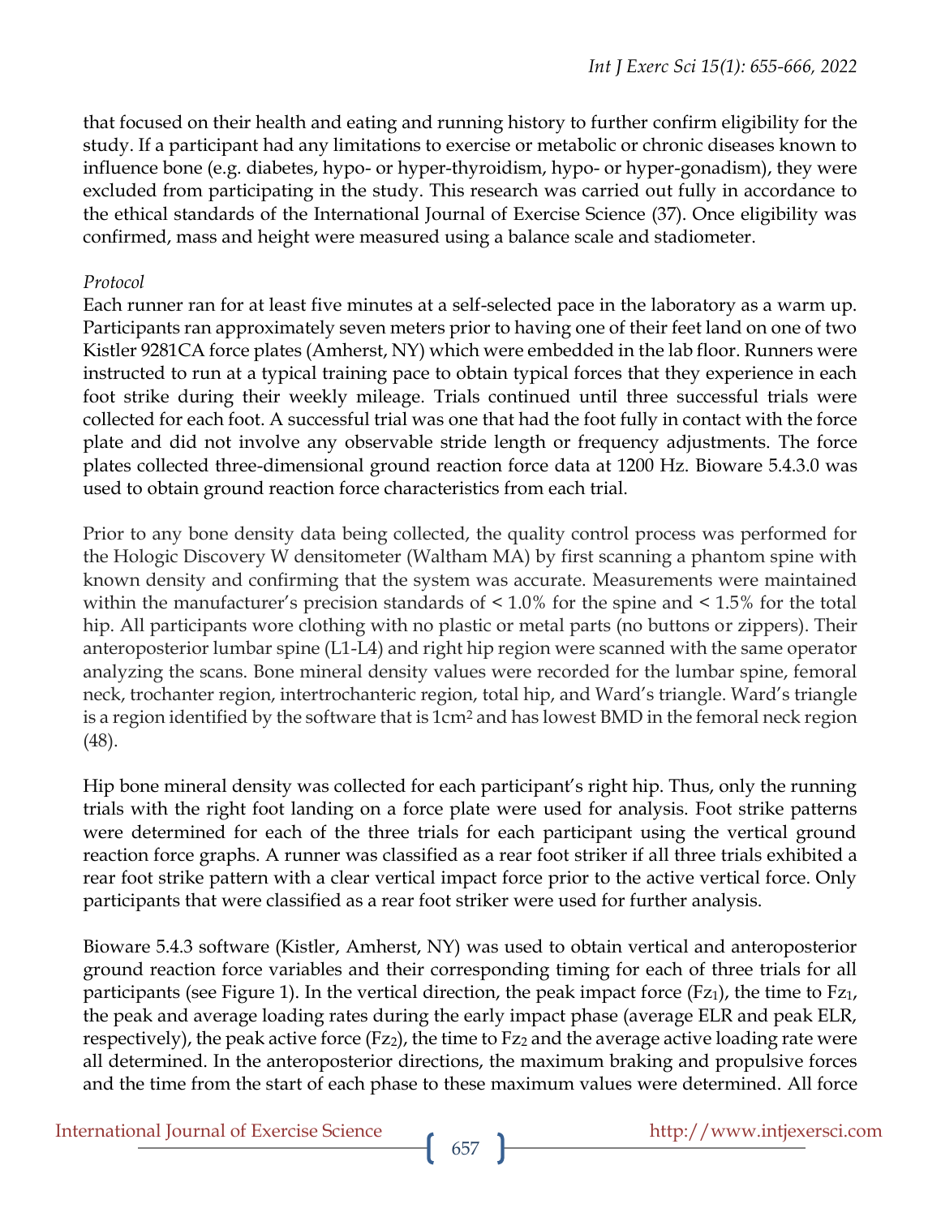that focused on their health and eating and running history to further confirm eligibility for the study. If a participant had any limitations to exercise or metabolic or chronic diseases known to influence bone (e.g. diabetes, hypo- or hyper-thyroidism, hypo- or hyper-gonadism), they were excluded from participating in the study. This research was carried out fully in accordance to the ethical standards of the International Journal of Exercise Science (37). Once eligibility was confirmed, mass and height were measured using a balance scale and stadiometer.

*Protocol*

Each runner ran for at least five minutes at a self-selected pace in the laboratory as a warm up. Participants ran approximately seven meters prior to having one of their feet land on one of two Kistler 9281CA force plates (Amherst, NY) which were embedded in the lab floor. Runners were instructed to run at a typical training pace to obtain typical forces that they experience in each foot strike during their weekly mileage. Trials continued until three successful trials were collected for each foot. A successful trial was one that had the foot fully in contact with the force plate and did not involve any observable stride length or frequency adjustments. The force plates collected three-dimensional ground reaction force data at 1200 Hz. Bioware 5.4.3.0 was used to obtain ground reaction force characteristics from each trial.

Prior to any bone density data being collected, the quality control process was performed for the Hologic Discovery W densitometer (Waltham MA) by first scanning a phantom spine with known density and confirming that the system was accurate. Measurements were maintained within the manufacturer's precision standards of < 1.0% for the spine and < 1.5% for the total hip. All participants wore clothing with no plastic or metal parts (no buttons or zippers). Their anteroposterior lumbar spine (L1-L4) and right hip region were scanned with the same operator analyzing the scans. Bone mineral density values were recorded for the lumbar spine, femoral neck, trochanter region, intertrochanteric region, total hip, and Ward's triangle. Ward's triangle is a region identified by the software that is 1cm$^2$ and has lowest BMD in the femoral neck region (48).

Hip bone mineral density was collected for each participant's right hip. Thus, only the running trials with the right foot landing on a force plate were used for analysis. Foot strike patterns were determined for each of the three trials for each participant using the vertical ground reaction force graphs. A runner was classified as a rear foot striker if all three trials exhibited a rear foot strike pattern with a clear vertical impact force prior to the active vertical force. Only participants that were classified as a rear foot striker were used for further analysis.

Bioware 5.4.3 software (Kistler, Amherst, NY) was used to obtain vertical and anteroposterior ground reaction force variables and their corresponding timing for each of three trials for all participants (see Figure 1). In the vertical direction, the peak impact force ($Fz_1$), the time to $Fz_1$, the peak and average loading rates during the early impact phase (average ELR and peak ELR, respectively), the peak active force ($Fz_2$), the time to $Fz_2$ and the average active loading rate were all determined. In the anteroposterior directions, the maximum braking and propulsive forces and the time from the start of each phase to these maximum values were determined. All force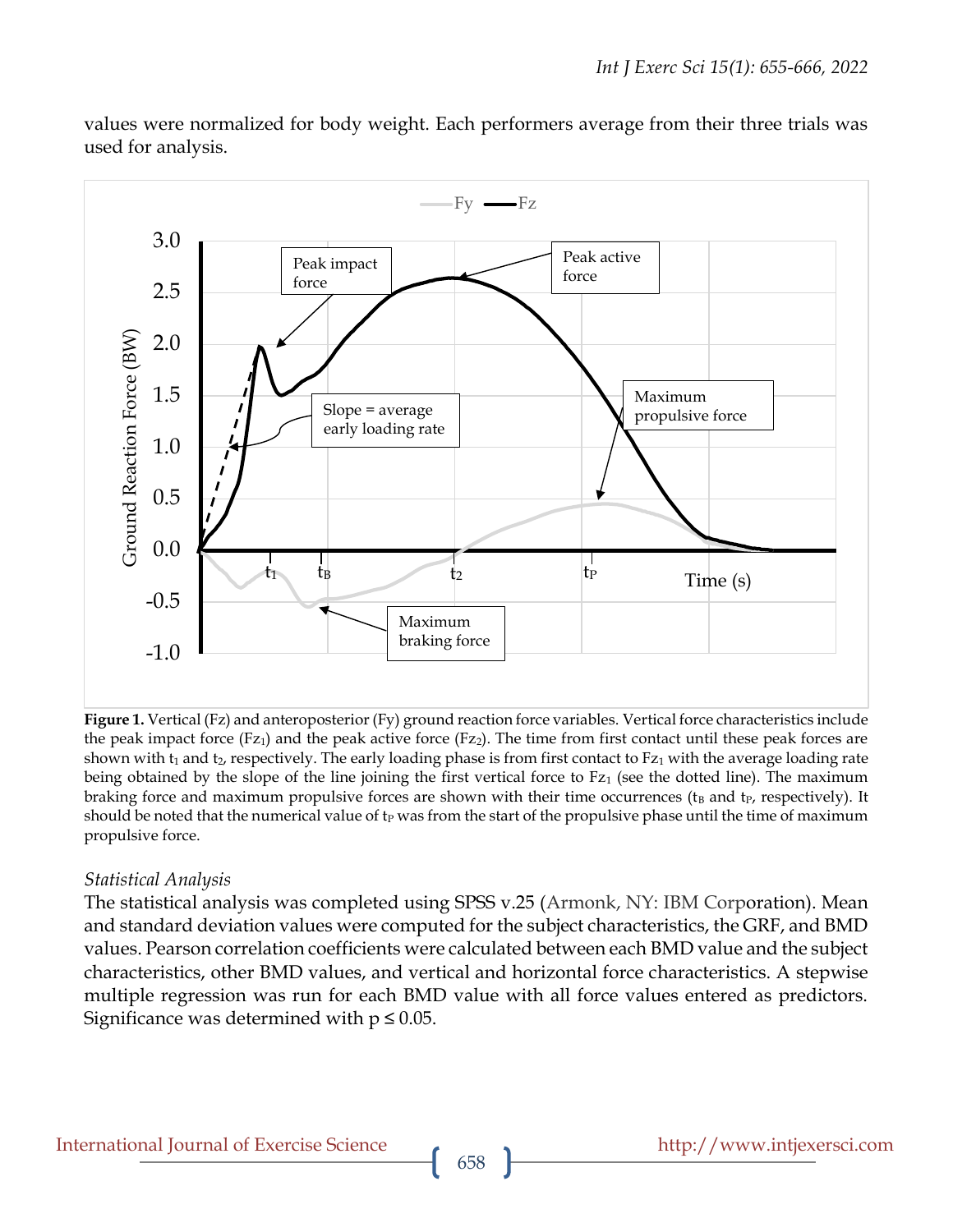values were normalized for body weight. Each performers average from their three trials was used for analysis.

**Figure 1.** Vertical (Fz) and anteroposterior (Fy) ground reaction force variables. Vertical force characteristics include the peak impact force ($Fz_1$) and the peak active force ($Fz_2$). The time from first contact until these peak forces are shown with $t_1$ and $t_2$, respectively. The early loading phase is from first contact to $Fz_1$ with the average loading rate being obtained by the slope of the line joining the first vertical force to $Fz_1$ (see the dotted line). The maximum braking force and maximum propulsive forces are shown with their time occurrences ($t_B$ and $t_P$, respectively). It should be noted that the numerical value of $t_P$ was from the start of the propulsive phase until the time of maximum propulsive force.

*Statistical Analysis*

The statistical analysis was completed using SPSS v.25 (Armonk, NY: IBM Corporation). Mean and standard deviation values were computed for the subject characteristics, the GRF, and BMD values. Pearson correlation coefficients were calculated between each BMD value and the subject characteristics, other BMD values, and vertical and horizontal force characteristics. A stepwise multiple regression was run for each BMD value with all force values entered as predictors. Significance was determined with $p \leq 0.05$.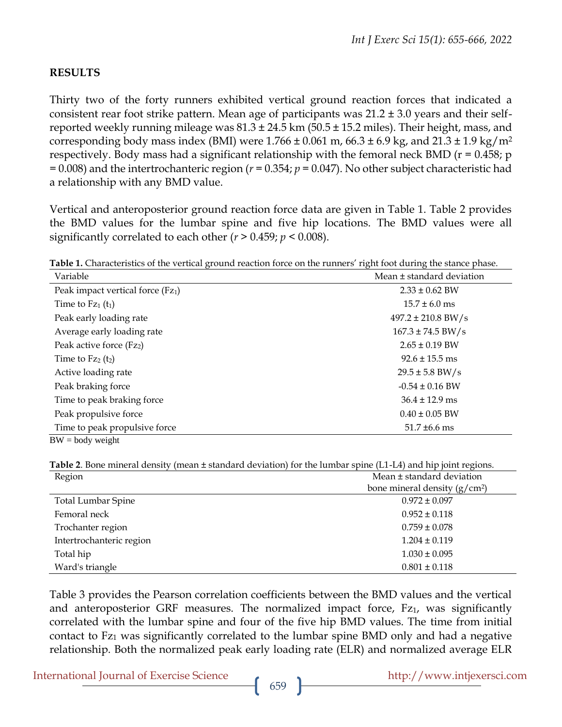## RESULTS

Thirty two of the forty runners exhibited vertical ground reaction forces that indicated a consistent rear foot strike pattern. Mean age of participants was 21.2 ± 3.0 years and their self-reported weekly running mileage was 81.3 ± 24.5 km (50.5 ± 15.2 miles). Their height, mass, and corresponding body mass index (BMI) were 1.766 ± 0.061 m, 66.3 ± 6.9 kg, and 21.3 ± 1.9 kg/m$^2$ respectively. Body mass had a significant relationship with the femoral neck BMD (r = 0.458; p = 0.008) and the intertrochanteric region ($r = 0.354$; $p = 0.047$). No other subject characteristic had a relationship with any BMD value.

Vertical and anteroposterior ground reaction force data are given in Table 1. Table 2 provides the BMD values for the lumbar spine and five hip locations. The BMD values were all significantly correlated to each other ($r > 0.459$; $p < 0.008$).

**Table 1.** Characteristics of the vertical ground reaction force on the runners' right foot during the stance phase.

| Variable | Mean ± standard deviation |
|---|---|
| Peak impact vertical force ($Fz_1$) | 2.33 ± 0.62 BW |
| Time to $Fz_1$ ($t_1$) | 15.7 ± 6.0 ms |
| Peak early loading rate | 497.2 ± 210.8 BW/s |
| Average early loading rate | 167.3 ± 74.5 BW/s |
| Peak active force ($Fz_2$) | 2.65 ± 0.19 BW |
| Time to $Fz_2$ ($t_2$) | 92.6 ± 15.5 ms |
| Active loading rate | 29.5 ± 5.8 BW/s |
| Peak braking force | -0.54 ± 0.16 BW |
| Time to peak braking force | 36.4 ± 12.9 ms |
| Peak propulsive force | 0.40 ± 0.05 BW |
| Time to peak propulsive force | 51.7 ±6.6 ms |

BW = body weight

**Table 2**. Bone mineral density (mean ± standard deviation) for the lumbar spine (L1-L4) and hip joint regions.

| Region | Mean ± standard deviation bone mineral density (g/cm$^2$) |
|---|---|
| Total Lumbar Spine | 0.972 ± 0.097 |
| Femoral neck | 0.952 ± 0.118 |
| Trochanter region | 0.759 ± 0.078 |
| Intertrochanteric region | 1.204 ± 0.119 |
| Total hip | 1.030 ± 0.095 |
| Ward's triangle | 0.801 ± 0.118 |

Table 3 provides the Pearson correlation coefficients between the BMD values and the vertical and anteroposterior GRF measures. The normalized impact force, $Fz_1$, was significantly correlated with the lumbar spine and four of the five hip BMD values. The time from initial contact to $Fz_1$ was significantly correlated to the lumbar spine BMD only and had a negative relationship. Both the normalized peak early loading rate (ELR) and normalized average ELR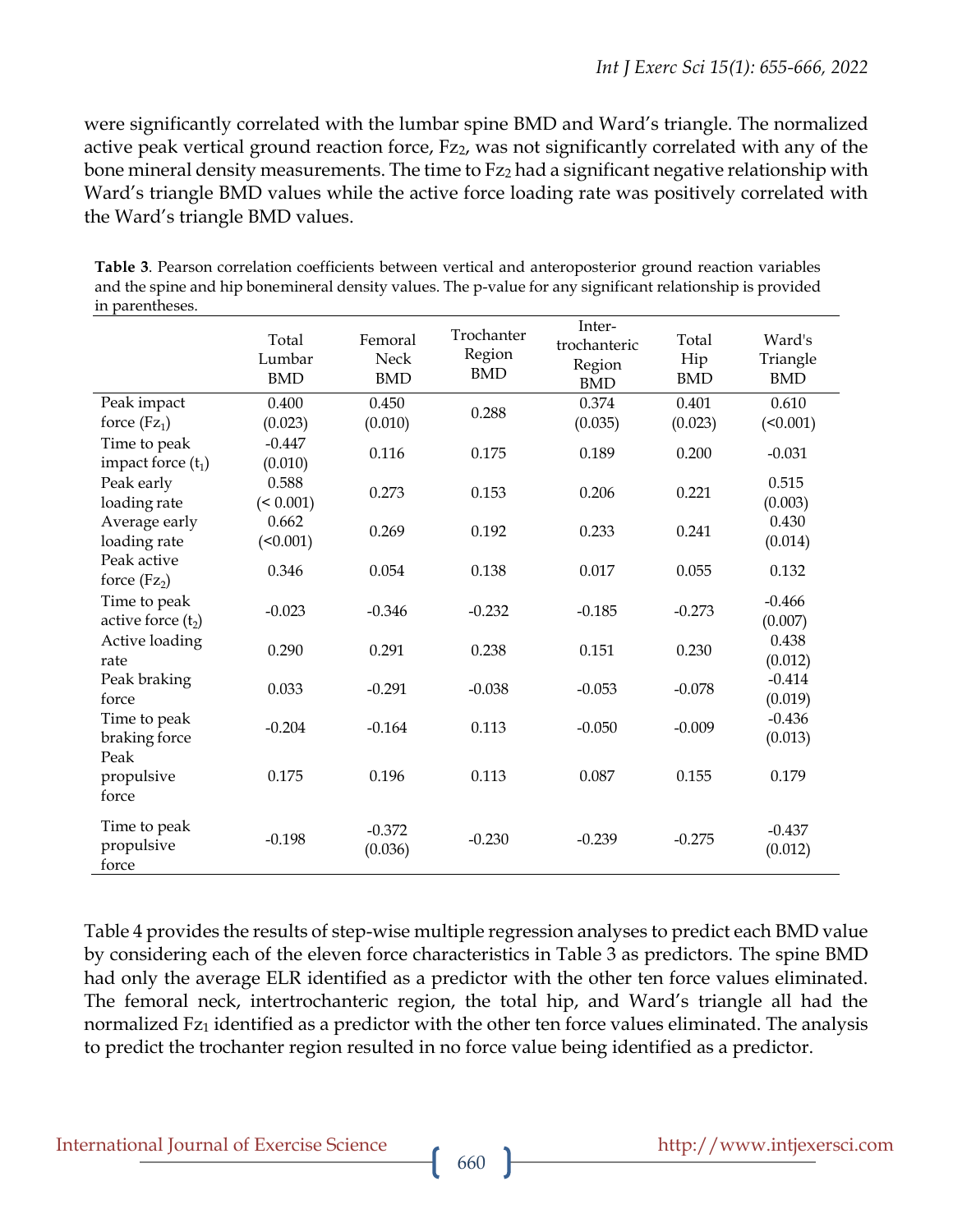were significantly correlated with the lumbar spine BMD and Ward's triangle. The normalized active peak vertical ground reaction force, $Fz_2$, was not significantly correlated with any of the bone mineral density measurements. The time to $Fz_2$ had a significant negative relationship with Ward's triangle BMD values while the active force loading rate was positively correlated with the Ward's triangle BMD values.

**Table 3**. Pearson correlation coefficients between vertical and anteroposterior ground reaction variables and the spine and hip bonemineral density values. The p-value for any significant relationship is provided in parentheses.

| | Total Lumbar BMD | Femoral Neck BMD | Trochanter Region BMD | Inter-trochanteric Region BMD | Total Hip BMD | Ward's Triangle BMD |
|---|---|---|---|---|---|---|
| Peak impact force ($Fz_1$) | 0.400 (0.023) | 0.450 (0.010) | 0.288 | 0.374 (0.035) | 0.401 (0.023) | 0.610 (<0.001) |
| Time to peak impact force ($t_1$) | -0.447 (0.010) | 0.116 | 0.175 | 0.189 | 0.200 | -0.031 |
| Peak early loading rate | 0.588 (< 0.001) | 0.273 | 0.153 | 0.206 | 0.221 | 0.515 (0.003) |
| Average early loading rate | 0.662 (<0.001) | 0.269 | 0.192 | 0.233 | 0.241 | 0.430 (0.014) |
| Peak active force ($Fz_2$) | 0.346 | 0.054 | 0.138 | 0.017 | 0.055 | 0.132 |
| Time to peak active force ($t_2$) | -0.023 | -0.346 | -0.232 | -0.185 | -0.273 | -0.466 (0.007) |
| Active loading rate | 0.290 | 0.291 | 0.238 | 0.151 | 0.230 | 0.438 (0.012) |
| Peak braking force | 0.033 | -0.291 | -0.038 | -0.053 | -0.078 | -0.414 (0.019) |
| Time to peak braking force | -0.204 | -0.164 | 0.113 | -0.050 | -0.009 | -0.436 (0.013) |
| Peak propulsive force | 0.175 | 0.196 | 0.113 | 0.087 | 0.155 | 0.179 |
| Time to peak propulsive force | -0.198 | -0.372 (0.036) | -0.230 | -0.239 | -0.275 | -0.437 (0.012) |

Table 4 provides the results of step-wise multiple regression analyses to predict each BMD value by considering each of the eleven force characteristics in Table 3 as predictors. The spine BMD had only the average ELR identified as a predictor with the other ten force values eliminated. The femoral neck, intertrochanteric region, the total hip, and Ward's triangle all had the normalized $Fz_1$ identified as a predictor with the other ten force values eliminated. The analysis to predict the trochanter region resulted in no force value being identified as a predictor.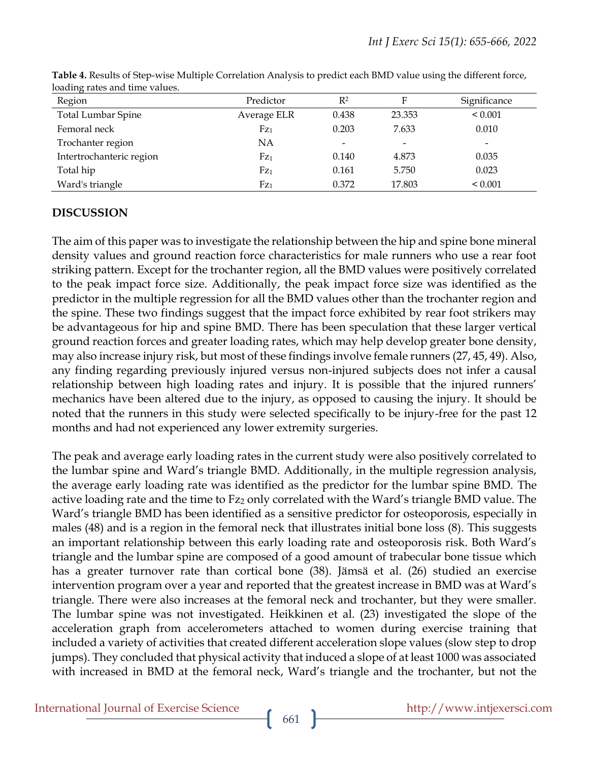**Table 4.** Results of Step-wise Multiple Correlation Analysis to predict each BMD value using the different force, loading rates and time values.

| Region | Predictor | $R^2$ | F | Significance |
|---|---|---|---|---|
| Total Lumbar Spine | Average ELR | 0.438 | 23.353 | < 0.001 |
| Femoral neck | $Fz_1$ | 0.203 | 7.633 | 0.010 |
| Trochanter region | NA | - | - | - |
| Intertrochanteric region | $Fz_1$ | 0.140 | 4.873 | 0.035 |
| Total hip | $Fz_1$ | 0.161 | 5.750 | 0.023 |
| Ward's triangle | $Fz_1$ | 0.372 | 17.803 | < 0.001 |

## DISCUSSION

The aim of this paper was to investigate the relationship between the hip and spine bone mineral density values and ground reaction force characteristics for male runners who use a rear foot striking pattern. Except for the trochanter region, all the BMD values were positively correlated to the peak impact force size. Additionally, the peak impact force size was identified as the predictor in the multiple regression for all the BMD values other than the trochanter region and the spine. These two findings suggest that the impact force exhibited by rear foot strikers may be advantageous for hip and spine BMD. There has been speculation that these larger vertical ground reaction forces and greater loading rates, which may help develop greater bone density, may also increase injury risk, but most of these findings involve female runners (27, 45, 49). Also, any finding regarding previously injured versus non-injured subjects does not infer a causal relationship between high loading rates and injury. It is possible that the injured runners' mechanics have been altered due to the injury, as opposed to causing the injury. It should be noted that the runners in this study were selected specifically to be injury-free for the past 12 months and had not experienced any lower extremity surgeries.

The peak and average early loading rates in the current study were also positively correlated to the lumbar spine and Ward's triangle BMD. Additionally, in the multiple regression analysis, the average early loading rate was identified as the predictor for the lumbar spine BMD. The active loading rate and the time to $Fz_2$ only correlated with the Ward's triangle BMD value. The Ward's triangle BMD has been identified as a sensitive predictor for osteoporosis, especially in males (48) and is a region in the femoral neck that illustrates initial bone loss (8). This suggests an important relationship between this early loading rate and osteoporosis risk. Both Ward's triangle and the lumbar spine are composed of a good amount of trabecular bone tissue which has a greater turnover rate than cortical bone (38). Jämsä et al. (26) studied an exercise intervention program over a year and reported that the greatest increase in BMD was at Ward's triangle. There were also increases at the femoral neck and trochanter, but they were smaller. The lumbar spine was not investigated. Heikkinen et al. (23) investigated the slope of the acceleration graph from accelerometers attached to women during exercise training that included a variety of activities that created different acceleration slope values (slow step to drop jumps). They concluded that physical activity that induced a slope of at least 1000 was associated with increased in BMD at the femoral neck, Ward's triangle and the trochanter, but not the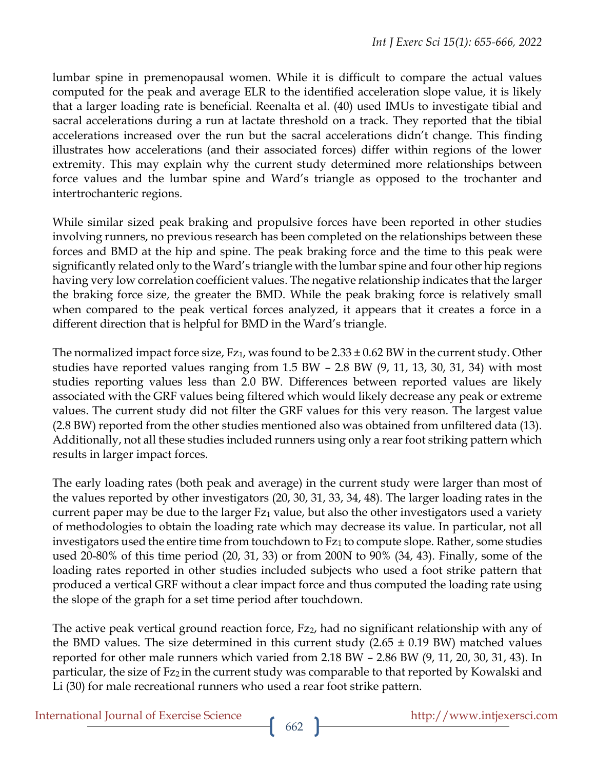lumbar spine in premenopausal women. While it is difficult to compare the actual values computed for the peak and average ELR to the identified acceleration slope value, it is likely that a larger loading rate is beneficial. Reenalta et al. (40) used IMUs to investigate tibial and sacral accelerations during a run at lactate threshold on a track. They reported that the tibial accelerations increased over the run but the sacral accelerations didn't change. This finding illustrates how accelerations (and their associated forces) differ within regions of the lower extremity. This may explain why the current study determined more relationships between force values and the lumbar spine and Ward's triangle as opposed to the trochanter and intertrochanteric regions.

While similar sized peak braking and propulsive forces have been reported in other studies involving runners, no previous research has been completed on the relationships between these forces and BMD at the hip and spine. The peak braking force and the time to this peak were significantly related only to the Ward's triangle with the lumbar spine and four other hip regions having very low correlation coefficient values. The negative relationship indicates that the larger the braking force size, the greater the BMD. While the peak braking force is relatively small when compared to the peak vertical forces analyzed, it appears that it creates a force in a different direction that is helpful for BMD in the Ward's triangle.

The normalized impact force size, $Fz_1$, was found to be 2.33 ± 0.62 BW in the current study. Other studies have reported values ranging from 1.5 BW – 2.8 BW (9, 11, 13, 30, 31, 34) with most studies reporting values less than 2.0 BW. Differences between reported values are likely associated with the GRF values being filtered which would likely decrease any peak or extreme values. The current study did not filter the GRF values for this very reason. The largest value (2.8 BW) reported from the other studies mentioned also was obtained from unfiltered data (13). Additionally, not all these studies included runners using only a rear foot striking pattern which results in larger impact forces.

The early loading rates (both peak and average) in the current study were larger than most of the values reported by other investigators (20, 30, 31, 33, 34, 48). The larger loading rates in the current paper may be due to the larger $Fz_1$ value, but also the other investigators used a variety of methodologies to obtain the loading rate which may decrease its value. In particular, not all investigators used the entire time from touchdown to $Fz_1$ to compute slope. Rather, some studies used 20-80% of this time period (20, 31, 33) or from 200N to 90% (34, 43). Finally, some of the loading rates reported in other studies included subjects who used a foot strike pattern that produced a vertical GRF without a clear impact force and thus computed the loading rate using the slope of the graph for a set time period after touchdown.

The active peak vertical ground reaction force, $Fz_2$, had no significant relationship with any of the BMD values. The size determined in this current study (2.65 ± 0.19 BW) matched values reported for other male runners which varied from 2.18 BW – 2.86 BW (9, 11, 20, 30, 31, 43). In particular, the size of $Fz_2$ in the current study was comparable to that reported by Kowalski and Li (30) for male recreational runners who used a rear foot strike pattern.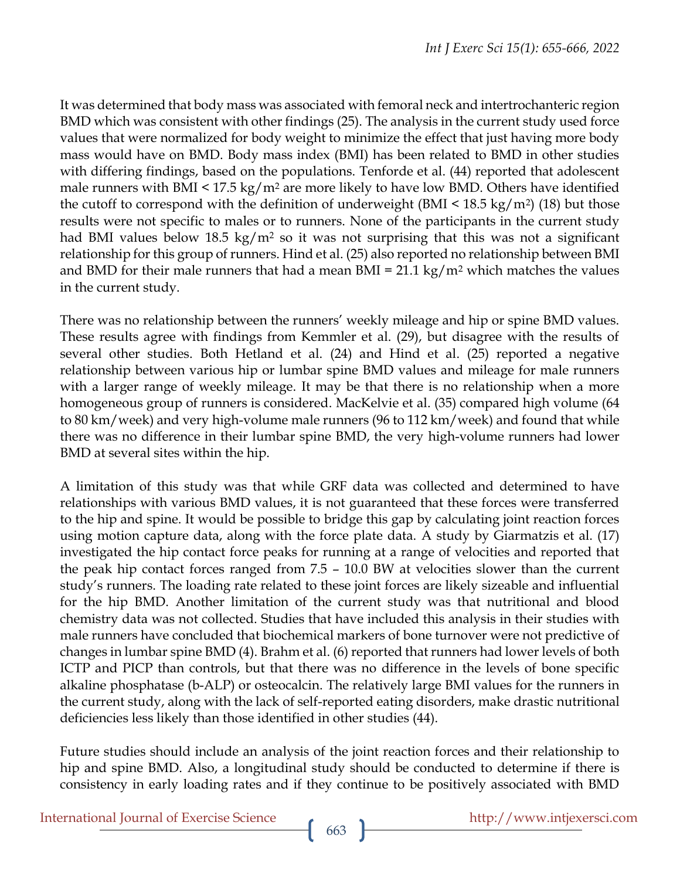It was determined that body mass was associated with femoral neck and intertrochanteric region BMD which was consistent with other findings (25). The analysis in the current study used force values that were normalized for body weight to minimize the effect that just having more body mass would have on BMD. Body mass index (BMI) has been related to BMD in other studies with differing findings, based on the populations. Tenforde et al. (44) reported that adolescent male runners with BMI < 17.5 $kg/m^2$ are more likely to have low BMD. Others have identified the cutoff to correspond with the definition of underweight (BMI < 18.5 $kg/m^2$) (18) but those results were not specific to males or to runners. None of the participants in the current study had BMI values below 18.5 $kg/m^2$ so it was not surprising that this was not a significant relationship for this group of runners. Hind et al. (25) also reported no relationship between BMI and BMD for their male runners that had a mean BMI = 21.1 $kg/m^2$ which matches the values in the current study.

There was no relationship between the runners' weekly mileage and hip or spine BMD values. These results agree with findings from Kemmler et al. (29), but disagree with the results of several other studies. Both Hetland et al. (24) and Hind et al. (25) reported a negative relationship between various hip or lumbar spine BMD values and mileage for male runners with a larger range of weekly mileage. It may be that there is no relationship when a more homogeneous group of runners is considered. MacKelvie et al. (35) compared high volume (64 to 80 km/week) and very high-volume male runners (96 to 112 km/week) and found that while there was no difference in their lumbar spine BMD, the very high-volume runners had lower BMD at several sites within the hip.

A limitation of this study was that while GRF data was collected and determined to have relationships with various BMD values, it is not guaranteed that these forces were transferred to the hip and spine. It would be possible to bridge this gap by calculating joint reaction forces using motion capture data, along with the force plate data. A study by Giarmatzis et al. (17) investigated the hip contact force peaks for running at a range of velocities and reported that the peak hip contact forces ranged from 7.5 – 10.0 BW at velocities slower than the current study's runners. The loading rate related to these joint forces are likely sizeable and influential for the hip BMD. Another limitation of the current study was that nutritional and blood chemistry data was not collected. Studies that have included this analysis in their studies with male runners have concluded that biochemical markers of bone turnover were not predictive of changes in lumbar spine BMD (4). Brahm et al. (6) reported that runners had lower levels of both ICTP and PICP than controls, but that there was no difference in the levels of bone specific alkaline phosphatase (b-ALP) or osteocalcin. The relatively large BMI values for the runners in the current study, along with the lack of self-reported eating disorders, make drastic nutritional deficiencies less likely than those identified in other studies (44).

Future studies should include an analysis of the joint reaction forces and their relationship to hip and spine BMD. Also, a longitudinal study should be conducted to determine if there is consistency in early loading rates and if they continue to be positively associated with BMD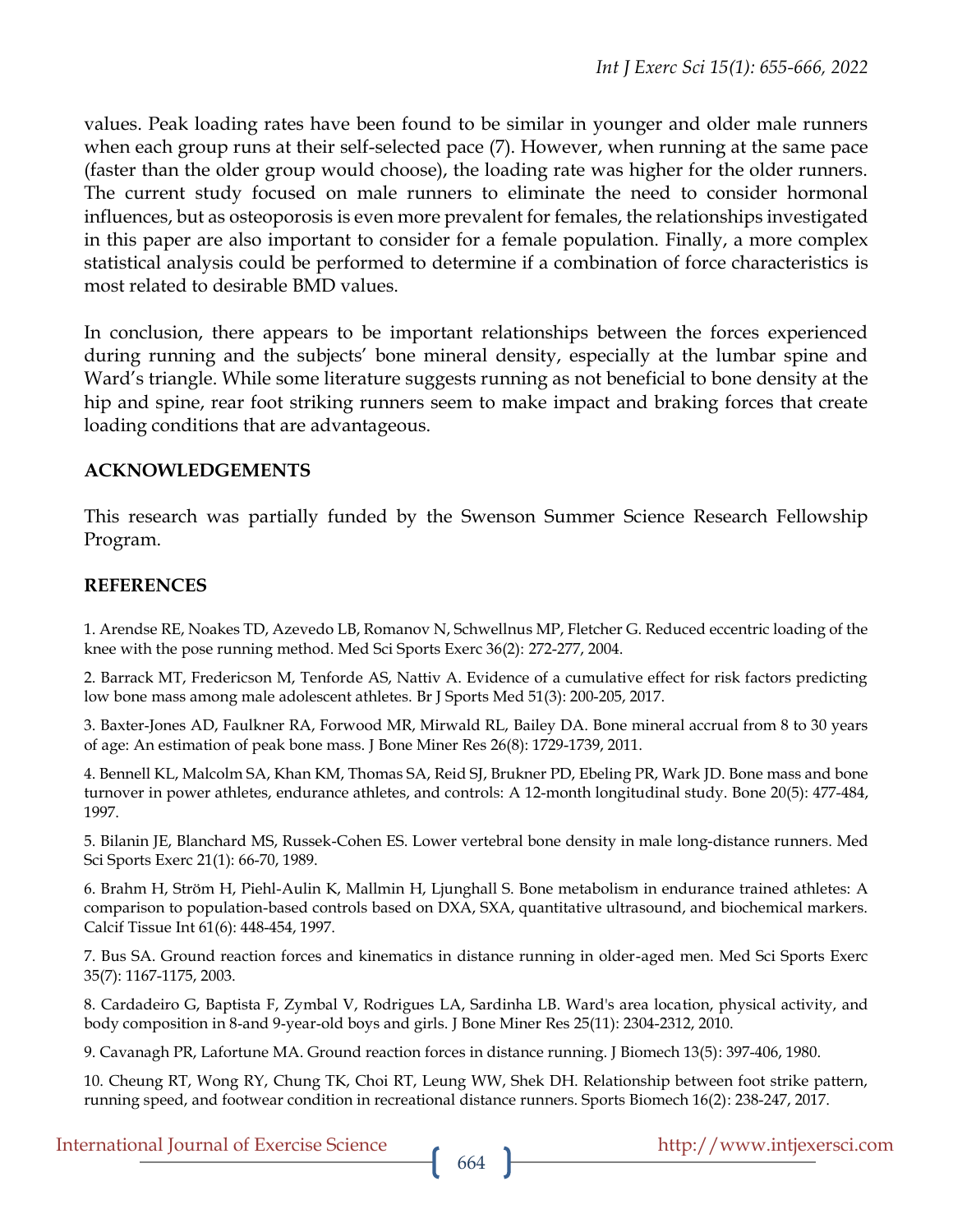values. Peak loading rates have been found to be similar in younger and older male runners when each group runs at their self-selected pace (7). However, when running at the same pace (faster than the older group would choose), the loading rate was higher for the older runners. The current study focused on male runners to eliminate the need to consider hormonal influences, but as osteoporosis is even more prevalent for females, the relationships investigated in this paper are also important to consider for a female population. Finally, a more complex statistical analysis could be performed to determine if a combination of force characteristics is most related to desirable BMD values.

In conclusion, there appears to be important relationships between the forces experienced during running and the subjects' bone mineral density, especially at the lumbar spine and Ward's triangle. While some literature suggests running as not beneficial to bone density at the hip and spine, rear foot striking runners seem to make impact and braking forces that create loading conditions that are advantageous.

## ACKNOWLEDGEMENTS

This research was partially funded by the Swenson Summer Science Research Fellowship Program.

## REFERENCES

1. Arendse RE, Noakes TD, Azevedo LB, Romanov N, Schwellnus MP, Fletcher G. Reduced eccentric loading of the knee with the pose running method. Med Sci Sports Exerc 36(2): 272-277, 2004.

2. Barrack MT, Fredericson M, Tenforde AS, Nattiv A. Evidence of a cumulative effect for risk factors predicting low bone mass among male adolescent athletes. Br J Sports Med 51(3): 200-205, 2017.

3. Baxter-Jones AD, Faulkner RA, Forwood MR, Mirwald RL, Bailey DA. Bone mineral accrual from 8 to 30 years of age: An estimation of peak bone mass. J Bone Miner Res 26(8): 1729-1739, 2011.

4. Bennell KL, Malcolm SA, Khan KM, Thomas SA, Reid SJ, Brukner PD, Ebeling PR, Wark JD. Bone mass and bone turnover in power athletes, endurance athletes, and controls: A 12-month longitudinal study. Bone 20(5): 477-484, 1997.

5. Bilanin JE, Blanchard MS, Russek-Cohen ES. Lower vertebral bone density in male long-distance runners. Med Sci Sports Exerc 21(1): 66-70, 1989.

6. Brahm H, Ström H, Piehl-Aulin K, Mallmin H, Ljunghall S. Bone metabolism in endurance trained athletes: A comparison to population-based controls based on DXA, SXA, quantitative ultrasound, and biochemical markers. Calcif Tissue Int 61(6): 448-454, 1997.

7. Bus SA. Ground reaction forces and kinematics in distance running in older-aged men. Med Sci Sports Exerc 35(7): 1167-1175, 2003.

8. Cardadeiro G, Baptista F, Zymbal V, Rodrigues LA, Sardinha LB. Ward's area location, physical activity, and body composition in 8-and 9-year-old boys and girls. J Bone Miner Res 25(11): 2304-2312, 2010.

9. Cavanagh PR, Lafortune MA. Ground reaction forces in distance running. J Biomech 13(5): 397-406, 1980.

10. Cheung RT, Wong RY, Chung TK, Choi RT, Leung WW, Shek DH. Relationship between foot strike pattern, running speed, and footwear condition in recreational distance runners. Sports Biomech 16(2): 238-247, 2017.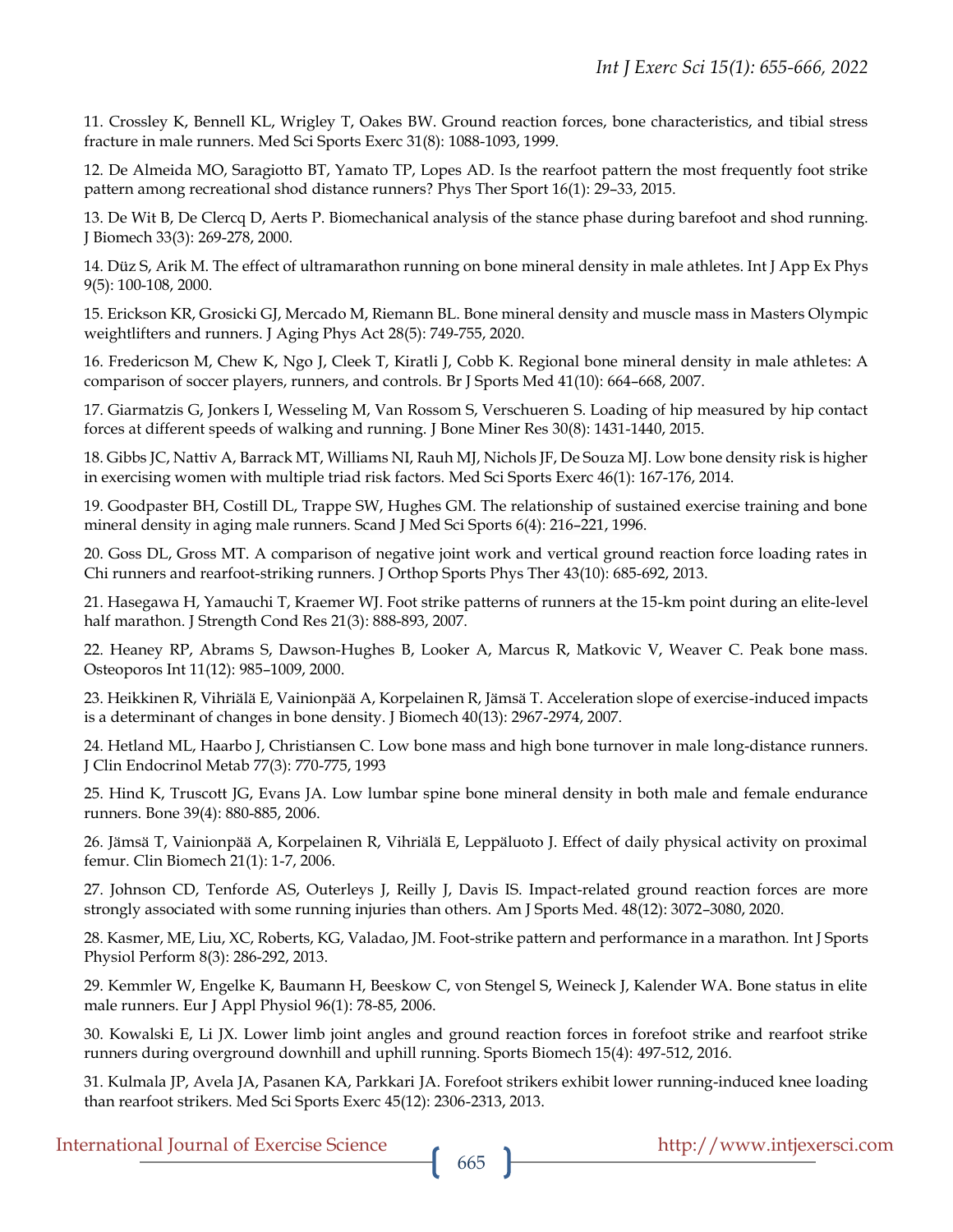11. Crossley K, Bennell KL, Wrigley T, Oakes BW. Ground reaction forces, bone characteristics, and tibial stress fracture in male runners. Med Sci Sports Exerc 31(8): 1088-1093, 1999.

12. De Almeida MO, Saragiotto BT, Yamato TP, Lopes AD. Is the rearfoot pattern the most frequently foot strike pattern among recreational shod distance runners? Phys Ther Sport 16(1): 29–33, 2015.

13. De Wit B, De Clercq D, Aerts P. Biomechanical analysis of the stance phase during barefoot and shod running. J Biomech 33(3): 269-278, 2000.

14. Düz S, Arik M. The effect of ultramarathon running on bone mineral density in male athletes. Int J App Ex Phys 9(5): 100-108, 2000.

15. Erickson KR, Grosicki GJ, Mercado M, Riemann BL. Bone mineral density and muscle mass in Masters Olympic weightlifters and runners. J Aging Phys Act 28(5): 749-755, 2020.

16. Fredericson M, Chew K, Ngo J, Cleek T, Kiratli J, Cobb K. Regional bone mineral density in male athletes: A comparison of soccer players, runners, and controls. Br J Sports Med 41(10): 664–668, 2007.

17. Giarmatzis G, Jonkers I, Wesseling M, Van Rossom S, Verschueren S. Loading of hip measured by hip contact forces at different speeds of walking and running. J Bone Miner Res 30(8): 1431-1440, 2015.

18. Gibbs JC, Nattiv A, Barrack MT, Williams NI, Rauh MJ, Nichols JF, De Souza MJ. Low bone density risk is higher in exercising women with multiple triad risk factors. Med Sci Sports Exerc 46(1): 167-176, 2014.

19. Goodpaster BH, Costill DL, Trappe SW, Hughes GM. The relationship of sustained exercise training and bone mineral density in aging male runners. Scand J Med Sci Sports 6(4): 216–221, 1996.

20. Goss DL, Gross MT. A comparison of negative joint work and vertical ground reaction force loading rates in Chi runners and rearfoot-striking runners. J Orthop Sports Phys Ther 43(10): 685-692, 2013.

21. Hasegawa H, Yamauchi T, Kraemer WJ. Foot strike patterns of runners at the 15-km point during an elite-level half marathon. J Strength Cond Res 21(3): 888-893, 2007.

22. Heaney RP, Abrams S, Dawson-Hughes B, Looker A, Marcus R, Matkovic V, Weaver C. Peak bone mass. Osteoporos Int 11(12): 985–1009, 2000.

23. Heikkinen R, Vihriälä E, Vainionpää A, Korpelainen R, Jämsä T. Acceleration slope of exercise-induced impacts is a determinant of changes in bone density. J Biomech 40(13): 2967-2974, 2007.

24. Hetland ML, Haarbo J, Christiansen C. Low bone mass and high bone turnover in male long-distance runners. J Clin Endocrinol Metab 77(3): 770-775, 1993

25. Hind K, Truscott JG, Evans JA. Low lumbar spine bone mineral density in both male and female endurance runners. Bone 39(4): 880-885, 2006.

26. Jämsä T, Vainionpää A, Korpelainen R, Vihriälä E, Leppäluoto J. Effect of daily physical activity on proximal femur. Clin Biomech 21(1): 1-7, 2006.

27. Johnson CD, Tenforde AS, Outerleys J, Reilly J, Davis IS. Impact-related ground reaction forces are more strongly associated with some running injuries than others. Am J Sports Med. 48(12): 3072–3080, 2020.

28. Kasmer, ME, Liu, XC, Roberts, KG, Valadao, JM. Foot-strike pattern and performance in a marathon. Int J Sports Physiol Perform 8(3): 286-292, 2013.

29. Kemmler W, Engelke K, Baumann H, Beeskow C, von Stengel S, Weineck J, Kalender WA. Bone status in elite male runners. Eur J Appl Physiol 96(1): 78-85, 2006.

30. Kowalski E, Li JX. Lower limb joint angles and ground reaction forces in forefoot strike and rearfoot strike runners during overground downhill and uphill running. Sports Biomech 15(4): 497-512, 2016.

31. Kulmala JP, Avela JA, Pasanen KA, Parkkari JA. Forefoot strikers exhibit lower running-induced knee loading than rearfoot strikers. Med Sci Sports Exerc 45(12): 2306-2313, 2013.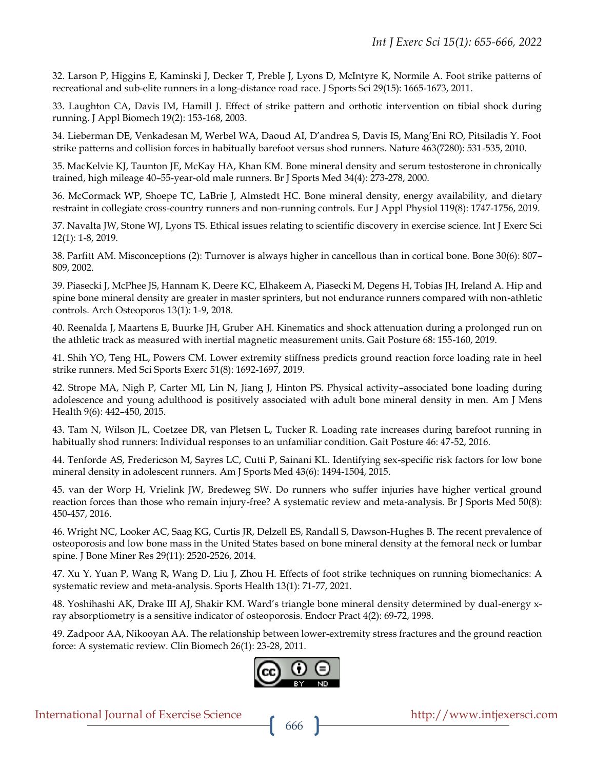32. Larson P, Higgins E, Kaminski J, Decker T, Preble J, Lyons D, McIntyre K, Normile A. Foot strike patterns of recreational and sub-elite runners in a long-distance road race. J Sports Sci 29(15): 1665-1673, 2011.

33. Laughton CA, Davis IM, Hamill J. Effect of strike pattern and orthotic intervention on tibial shock during running. J Appl Biomech 19(2): 153-168, 2003.

34. Lieberman DE, Venkadesan M, Werbel WA, Daoud AI, D'andrea S, Davis IS, Mang'Eni RO, Pitsiladis Y. Foot strike patterns and collision forces in habitually barefoot versus shod runners. Nature 463(7280): 531-535, 2010.

35. MacKelvie KJ, Taunton JE, McKay HA, Khan KM. Bone mineral density and serum testosterone in chronically trained, high mileage 40–55-year-old male runners. Br J Sports Med 34(4): 273-278, 2000.

36. McCormack WP, Shoepe TC, LaBrie J, Almstedt HC. Bone mineral density, energy availability, and dietary restraint in collegiate cross-country runners and non-running controls. Eur J Appl Physiol 119(8): 1747-1756, 2019.

37. Navalta JW, Stone WJ, Lyons TS. Ethical issues relating to scientific discovery in exercise science. Int J Exerc Sci 12(1): 1-8, 2019.

38. Parfitt AM. Misconceptions (2): Turnover is always higher in cancellous than in cortical bone. Bone 30(6): 807–809, 2002.

39. Piasecki J, McPhee JS, Hannam K, Deere KC, Elhakeem A, Piasecki M, Degens H, Tobias JH, Ireland A. Hip and spine bone mineral density are greater in master sprinters, but not endurance runners compared with non-athletic controls. Arch Osteoporos 13(1): 1-9, 2018.

40. Reenalda J, Maartens E, Buurke JH, Gruber AH. Kinematics and shock attenuation during a prolonged run on the athletic track as measured with inertial magnetic measurement units. Gait Posture 68: 155-160, 2019.

41. Shih YO, Teng HL, Powers CM. Lower extremity stiffness predicts ground reaction force loading rate in heel strike runners. Med Sci Sports Exerc 51(8): 1692-1697, 2019.

42. Strope MA, Nigh P, Carter MI, Lin N, Jiang J, Hinton PS. Physical activity–associated bone loading during adolescence and young adulthood is positively associated with adult bone mineral density in men. Am J Mens Health 9(6): 442–450, 2015.

43. Tam N, Wilson JL, Coetzee DR, van Pletsen L, Tucker R. Loading rate increases during barefoot running in habitually shod runners: Individual responses to an unfamiliar condition. Gait Posture 46: 47-52, 2016.

44. Tenforde AS, Fredericson M, Sayres LC, Cutti P, Sainani KL. Identifying sex-specific risk factors for low bone mineral density in adolescent runners. Am J Sports Med 43(6): 1494-1504, 2015.

45. van der Worp H, Vrielink JW, Bredeweg SW. Do runners who suffer injuries have higher vertical ground reaction forces than those who remain injury-free? A systematic review and meta-analysis. Br J Sports Med 50(8): 450-457, 2016.

46. Wright NC, Looker AC, Saag KG, Curtis JR, Delzell ES, Randall S, Dawson-Hughes B. The recent prevalence of osteoporosis and low bone mass in the United States based on bone mineral density at the femoral neck or lumbar spine. J Bone Miner Res 29(11): 2520-2526, 2014.

47. Xu Y, Yuan P, Wang R, Wang D, Liu J, Zhou H. Effects of foot strike techniques on running biomechanics: A systematic review and meta-analysis. Sports Health 13(1): 71-77, 2021.

48. Yoshihashi AK, Drake III AJ, Shakir KM. Ward's triangle bone mineral density determined by dual-energy x-ray absorptiometry is a sensitive indicator of osteoporosis. Endocr Pract 4(2): 69-72, 1998.

49. Zadpoor AA, Nikooyan AA. The relationship between lower-extremity stress fractures and the ground reaction force: A systematic review. Clin Biomech 26(1): 23-28, 2011.